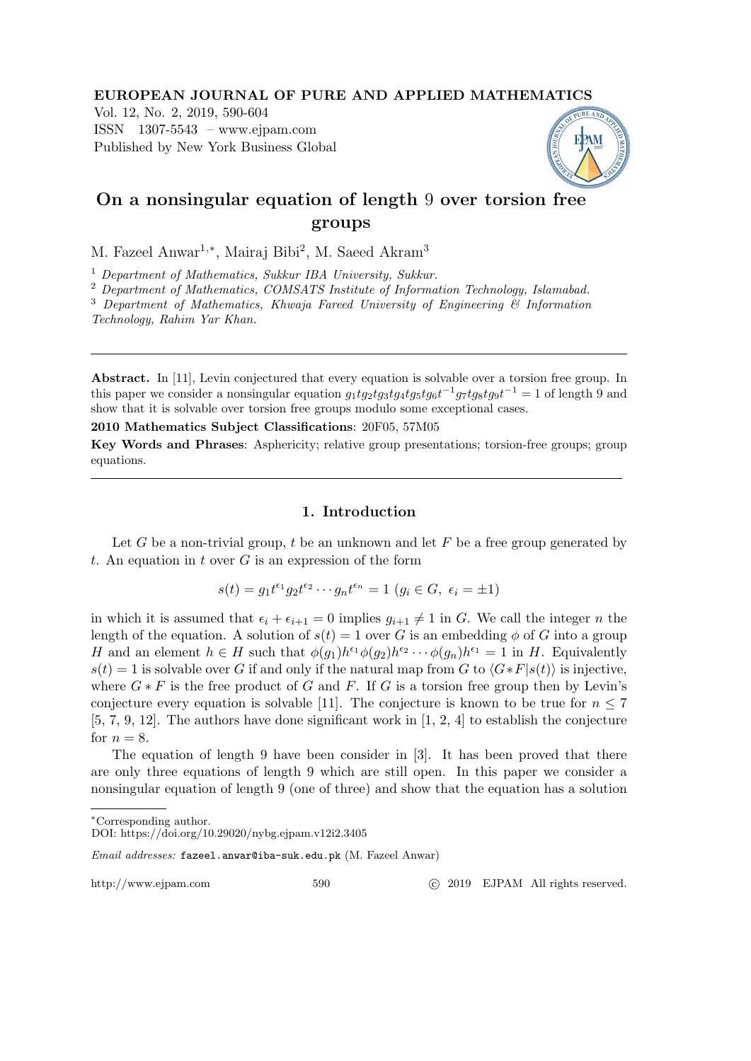**EUROPEAN JOURNAL OF PURE AND APPLIED MATHEMATICS**
Vol. 12, No. 2, 2019, 590-604
ISSN 1307-5543 – www.ejpam.com
Published by New York Business Global

# On a nonsingular equation of length 9 over torsion free groups

M. Fazeel Anwar[1,*], Mairaj Bibi[2], M. Saeed Akram[3]

[1] *Department of Mathematics, Sukkur IBA University, Sukkur.*
[2] *Department of Mathematics, COMSATS Institute of Information Technology, Islamabad.*
[3] *Department of Mathematics, Khwaja Fareed University of Engineering & Information Technology, Rahim Yar Khan.*

---

**Abstract.** In [11], Levin conjectured that every equation is solvable over a torsion free group. In this paper we consider a nonsingular equation $g_1tg_2tg_3tg_4tg_5tg_6t^{-1}g_7tg_8tg_9t^{-1} = 1$ of length 9 and show that it is solvable over torsion free groups modulo some exceptional cases.

**2010 Mathematics Subject Classifications**: 20F05, 57M05

**Key Words and Phrases**: Asphericity; relative group presentations; torsion-free groups; group equations.

---

## 1. Introduction

Let $G$ be a non-trivial group, $t$ be an unknown and let $F$ be a free group generated by $t$. An equation in $t$ over $G$ is an expression of the form

$$s(t) = g_1t^{\epsilon_1}g_2t^{\epsilon_2}\cdots g_nt^{\epsilon_n} = 1 \ (g_i \in G,\ \epsilon_i = \pm 1)$$

in which it is assumed that $\epsilon_i + \epsilon_{i+1} = 0$ implies $g_{i+1} \neq 1$ in $G$. We call the integer $n$ the length of the equation. A solution of $s(t) = 1$ over $G$ is an embedding $\phi$ of $G$ into a group $H$ and an element $h \in H$ such that $\phi(g_1)h^{\epsilon_1}\phi(g_2)h^{\epsilon_2}\cdots\phi(g_n)h^{\epsilon_1} = 1$ in $H$. Equivalently $s(t) = 1$ is solvable over $G$ if and only if the natural map from $G$ to $\langle G * F | s(t)\rangle$ is injective, where $G * F$ is the free product of $G$ and $F$. If $G$ is a torsion free group then by Levin's conjecture every equation is solvable [11]. The conjecture is known to be true for $n \leq 7$ [5, 7, 9, 12]. The authors have done significant work in [1, 2, 4] to establish the conjecture for $n = 8$.

The equation of length 9 have been consider in [3]. It has been proved that there are only three equations of length 9 which are still open. In this paper we consider a nonsingular equation of length 9 (one of three) and show that the equation has a solution

---

*Corresponding author.
DOI: https://doi.org/10.29020/nybg.ejpam.v12i2.3405

*Email addresses:* fazeel.anwar@iba-suk.edu.pk (M. Fazeel Anwar)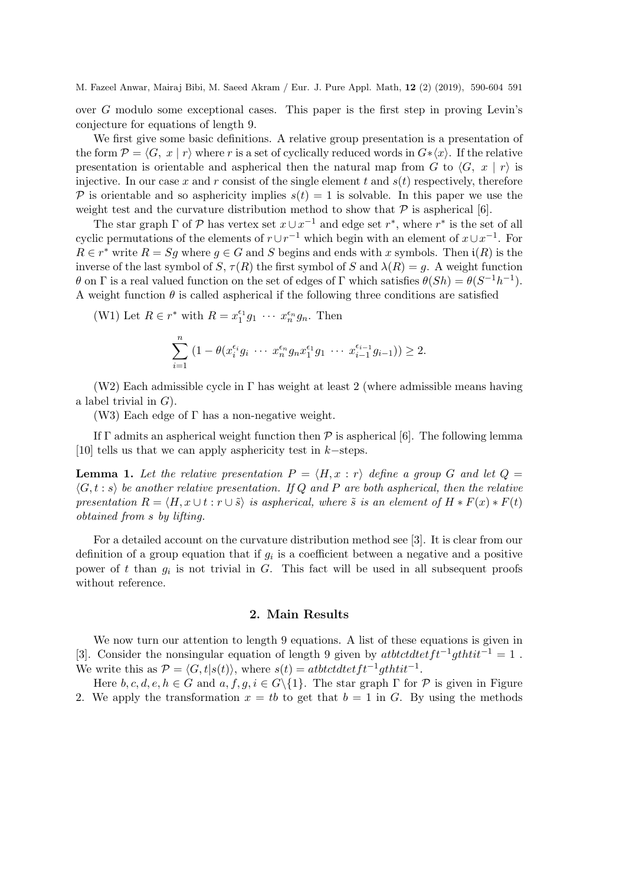over $G$ modulo some exceptional cases. This paper is the first step in proving Levin's conjecture for equations of length 9.

We first give some basic definitions. A relative group presentation is a presentation of the form $\mathcal{P} = \langle G,\ x \mid r\rangle$ where $r$ is a set of cyclically reduced words in $G*\langle x\rangle$. If the relative presentation is orientable and aspherical then the natural map from $G$ to $\langle G,\ x \mid r\rangle$ is injective. In our case $x$ and $r$ consist of the single element $t$ and $s(t)$ respectively, therefore $\mathcal{P}$ is orientable and so asphericity implies $s(t) = 1$ is solvable. In this paper we use the weight test and the curvature distribution method to show that $\mathcal{P}$ is aspherical [6].

The star graph $\Gamma$ of $\mathcal{P}$ has vertex set $x \cup x^{-1}$ and edge set $r^*$, where $r^*$ is the set of all cyclic permutations of the elements of $r \cup r^{-1}$ which begin with an element of $x \cup x^{-1}$. For $R \in r^*$ write $R = Sg$ where $g \in G$ and $S$ begins and ends with $x$ symbols. Then $\mathfrak{i}(R)$ is the inverse of the last symbol of $S$, $\tau(R)$ the first symbol of $S$ and $\lambda(R) = g$. A weight function $\theta$ on $\Gamma$ is a real valued function on the set of edges of $\Gamma$ which satisfies $\theta(Sh) = \theta(S^{-1}h^{-1})$. A weight function $\theta$ is called aspherical if the following three conditions are satisfied

(W1) Let $R \in r^*$ with $R = x_1^{\epsilon_1} g_1 \ \cdots \ x_n^{\epsilon_n} g_n$. Then

$$\sum_{i=1}^{n} \left(1 - \theta(x_i^{\epsilon_i} g_i \ \cdots \ x_n^{\epsilon_n} g_n x_1^{\epsilon_1} g_1 \ \cdots \ x_{i-1}^{\epsilon_{i-1}} g_{i-1})\right) \geq 2.$$

(W2) Each admissible cycle in $\Gamma$ has weight at least 2 (where admissible means having a label trivial in $G$).

(W3) Each edge of $\Gamma$ has a non-negative weight.

If $\Gamma$ admits an aspherical weight function then $\mathcal{P}$ is aspherical [6]. The following lemma [10] tells us that we can apply asphericity test in $k-$steps.

**Lemma 1.** *Let the relative presentation $P = \langle H, x : r\rangle$ define a group $G$ and let $Q = \langle G, t : s\rangle$ be another relative presentation. If $Q$ and $P$ are both aspherical, then the relative presentation $R = \langle H, x \cup t : r \cup \tilde{s}\rangle$ is aspherical, where $\tilde{s}$ is an element of $H * F(x) * F(t)$ obtained from $s$ by lifting.*

For a detailed account on the curvature distribution method see [3]. It is clear from our definition of a group equation that if $g_i$ is a coefficient between a negative and a positive power of $t$ than $g_i$ is not trivial in $G$. This fact will be used in all subsequent proofs without reference.

## 2. Main Results

We now turn our attention to length 9 equations. A list of these equations is given in [3]. Consider the nonsingular equation of length 9 given by $atbtctdtetft^{-1}gthtit^{-1} = 1$ . We write this as $\mathcal{P} = \langle G, t|s(t)\rangle$, where $s(t) = atbtctdtetft^{-1}gthtit^{-1}$.

Here $b, c, d, e, h \in G$ and $a, f, g, i \in G\backslash\{1\}$. The star graph $\Gamma$ for $\mathcal{P}$ is given in Figure 2. We apply the transformation $x = tb$ to get that $b = 1$ in $G$. By using the methods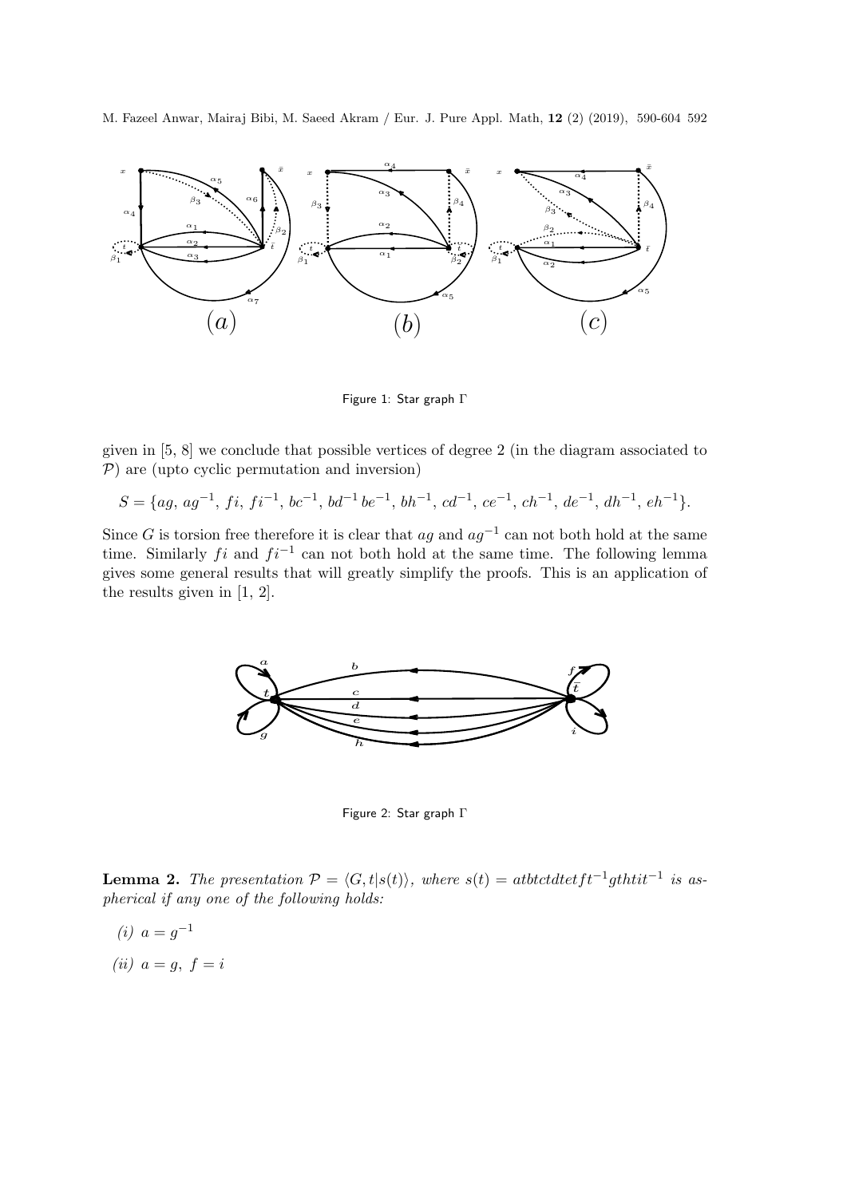Figure 1: Star graph $\Gamma$

given in [5, 8] we conclude that possible vertices of degree 2 (in the diagram associated to $\mathcal{P}$) are (upto cyclic permutation and inversion)

$$S = \{ag,\, ag^{-1},\, fi,\, fi^{-1},\, bc^{-1},\, bd^{-1}\, be^{-1},\, bh^{-1},\, cd^{-1},\, ce^{-1},\, ch^{-1},\, de^{-1},\, dh^{-1},\, eh^{-1}\}.$$

Since $G$ is torsion free therefore it is clear that $ag$ and $ag^{-1}$ can not both hold at the same time. Similarly $fi$ and $fi^{-1}$ can not both hold at the same time. The following lemma gives some general results that will greatly simplify the proofs. This is an application of the results given in [1, 2].

Figure 2: Star graph $\Gamma$

**Lemma 2.** *The presentation $\mathcal{P} = \langle G, t | s(t)\rangle$, where $s(t) = atbtctdtetft^{-1}gthtit^{-1}$ is aspherical if any one of the following holds:*

*(i)* $a = g^{-1}$

*(ii)* $a = g,\ f = i$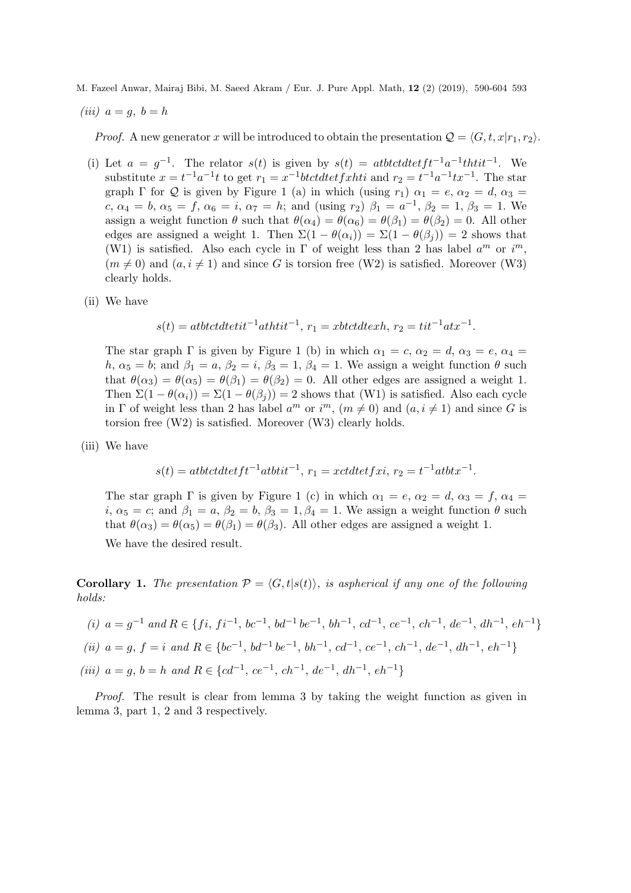*(iii)* $a = g,\ b = h$

*Proof.* A new generator $x$ will be introduced to obtain the presentation $\mathcal{Q} = \langle G, t, x | r_1, r_2\rangle$.

(i) Let $a = g^{-1}$. The relator $s(t)$ is given by $s(t) = atbtctdtetft^{-1}a^{-1}thtit^{-1}$. We substitute $x = t^{-1}a^{-1}t$ to get $r_1 = x^{-1}btctdtetfxhti$ and $r_2 = t^{-1}a^{-1}tx^{-1}$. The star graph $\Gamma$ for $\mathcal{Q}$ is given by Figure 1 (a) in which (using $r_1$) $\alpha_1 = e$, $\alpha_2 = d$, $\alpha_3 = c$, $\alpha_4 = b$, $\alpha_5 = f$, $\alpha_6 = i$, $\alpha_7 = h$; and (using $r_2$) $\beta_1 = a^{-1}$, $\beta_2 = 1$, $\beta_3 = 1$. We assign a weight function $\theta$ such that $\theta(\alpha_4) = \theta(\alpha_6) = \theta(\beta_1) = \theta(\beta_2) = 0$. All other edges are assigned a weight 1. Then $\Sigma(1 - \theta(\alpha_i)) = \Sigma(1 - \theta(\beta_j)) = 2$ shows that (W1) is satisfied. Also each cycle in $\Gamma$ of weight less than 2 has label $a^m$ or $i^m$, $(m \neq 0)$ and $(a, i \neq 1)$ and since $G$ is torsion free (W2) is satisfied. Moreover (W3) clearly holds.

(ii) We have

$$s(t) = atbtctdtetit^{-1}athtit^{-1},\ r_1 = xbtctdtexh,\ r_2 = tit^{-1}atx^{-1}.$$

The star graph $\Gamma$ is given by Figure 1 (b) in which $\alpha_1 = c$, $\alpha_2 = d$, $\alpha_3 = e$, $\alpha_4 = h$, $\alpha_5 = b$; and $\beta_1 = a$, $\beta_2 = i$, $\beta_3 = 1$, $\beta_4 = 1$. We assign a weight function $\theta$ such that $\theta(\alpha_3) = \theta(\alpha_5) = \theta(\beta_1) = \theta(\beta_2) = 0$. All other edges are assigned a weight 1. Then $\Sigma(1 - \theta(\alpha_i)) = \Sigma(1 - \theta(\beta_j)) = 2$ shows that (W1) is satisfied. Also each cycle in $\Gamma$ of weight less than 2 has label $a^m$ or $i^m$, $(m \neq 0)$ and $(a, i \neq 1)$ and since $G$ is torsion free (W2) is satisfied. Moreover (W3) clearly holds.

(iii) We have

$$s(t) = atbtctdtetft^{-1}atbtit^{-1},\ r_1 = xctdtetfxi,\ r_2 = t^{-1}atbtx^{-1}.$$

The star graph $\Gamma$ is given by Figure 1 (c) in which $\alpha_1 = e$, $\alpha_2 = d$, $\alpha_3 = f$, $\alpha_4 = i$, $\alpha_5 = c$; and $\beta_1 = a$, $\beta_2 = b$, $\beta_3 = 1, \beta_4 = 1$. We assign a weight function $\theta$ such that $\theta(\alpha_3) = \theta(\alpha_5) = \theta(\beta_1) = \theta(\beta_3)$. All other edges are assigned a weight 1.

We have the desired result.

**Corollary 1.** *The presentation $\mathcal{P} = \langle G, t | s(t)\rangle$, is aspherical if any one of the following holds:*

*(i)* $a = g^{-1}$ *and* $R \in \{fi,\ fi^{-1},\ bc^{-1},\ bd^{-1}\, be^{-1},\ bh^{-1},\ cd^{-1},\ ce^{-1},\ ch^{-1},\ de^{-1},\ dh^{-1},\ eh^{-1}\}$

*(ii)* $a = g,\ f = i$ *and* $R \in \{bc^{-1},\ bd^{-1}\, be^{-1},\ bh^{-1},\ cd^{-1},\ ce^{-1},\ ch^{-1},\ de^{-1},\ dh^{-1},\ eh^{-1}\}$

*(iii)* $a = g,\ b = h$ *and* $R \in \{cd^{-1},\ ce^{-1},\ ch^{-1},\ de^{-1},\ dh^{-1},\ eh^{-1}\}$

*Proof.* The result is clear from lemma 3 by taking the weight function as given in lemma 3, part 1, 2 and 3 respectively.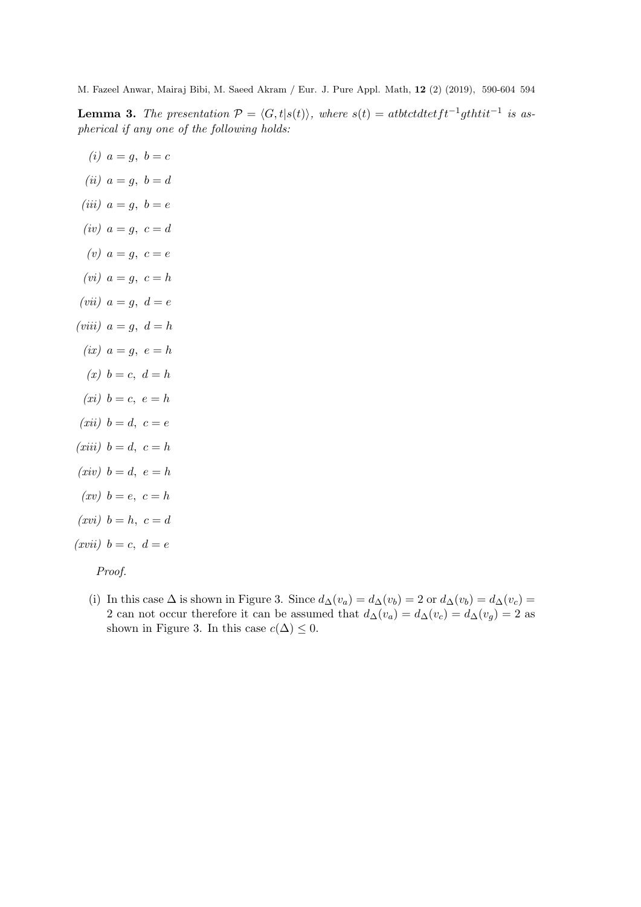**Lemma 3.** *The presentation $\mathcal{P} = \langle G, t | s(t) \rangle$, where $s(t) = atbtctdtetft^{-1}gthtit^{-1}$ is aspherical if any one of the following holds:*

(i) $a = g,\ b = c$

(ii) $a = g,\ b = d$

(iii) $a = g,\ b = e$

(iv) $a = g,\ c = d$

(v) $a = g,\ c = e$

(vi) $a = g,\ c = h$

(vii) $a = g,\ d = e$

(viii) $a = g,\ d = h$

(ix) $a = g,\ e = h$

(x) $b = c,\ d = h$

(xi) $b = c,\ e = h$

(xii) $b = d,\ c = e$

(xiii) $b = d,\ c = h$

(xiv) $b = d,\ e = h$

(xv) $b = e,\ c = h$

(xvi) $b = h,\ c = d$

(xvii) $b = c,\ d = e$

*Proof.*

(i) In this case $\Delta$ is shown in Figure 3. Since $d_\Delta(v_a) = d_\Delta(v_b) = 2$ or $d_\Delta(v_b) = d_\Delta(v_c) = 2$ can not occur therefore it can be assumed that $d_\Delta(v_a) = d_\Delta(v_c) = d_\Delta(v_g) = 2$ as shown in Figure 3. In this case $c(\Delta) \leq 0$.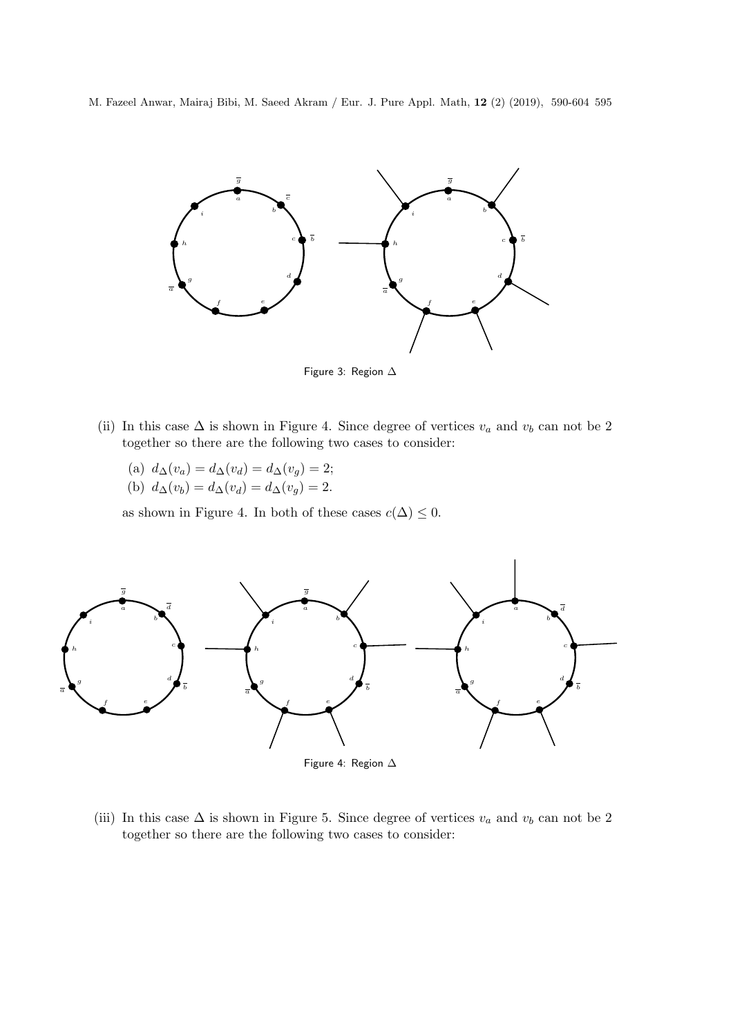Figure 3: Region $\Delta$

(ii) In this case $\Delta$ is shown in Figure 4. Since degree of vertices $v_a$ and $v_b$ can not be 2 together so there are the following two cases to consider:

  (a) $d_\Delta(v_a) = d_\Delta(v_d) = d_\Delta(v_g) = 2$;

  (b) $d_\Delta(v_b) = d_\Delta(v_d) = d_\Delta(v_g) = 2$.

  as shown in Figure 4. In both of these cases $c(\Delta) \leq 0$.

Figure 4: Region $\Delta$

(iii) In this case $\Delta$ is shown in Figure 5. Since degree of vertices $v_a$ and $v_b$ can not be 2 together so there are the following two cases to consider: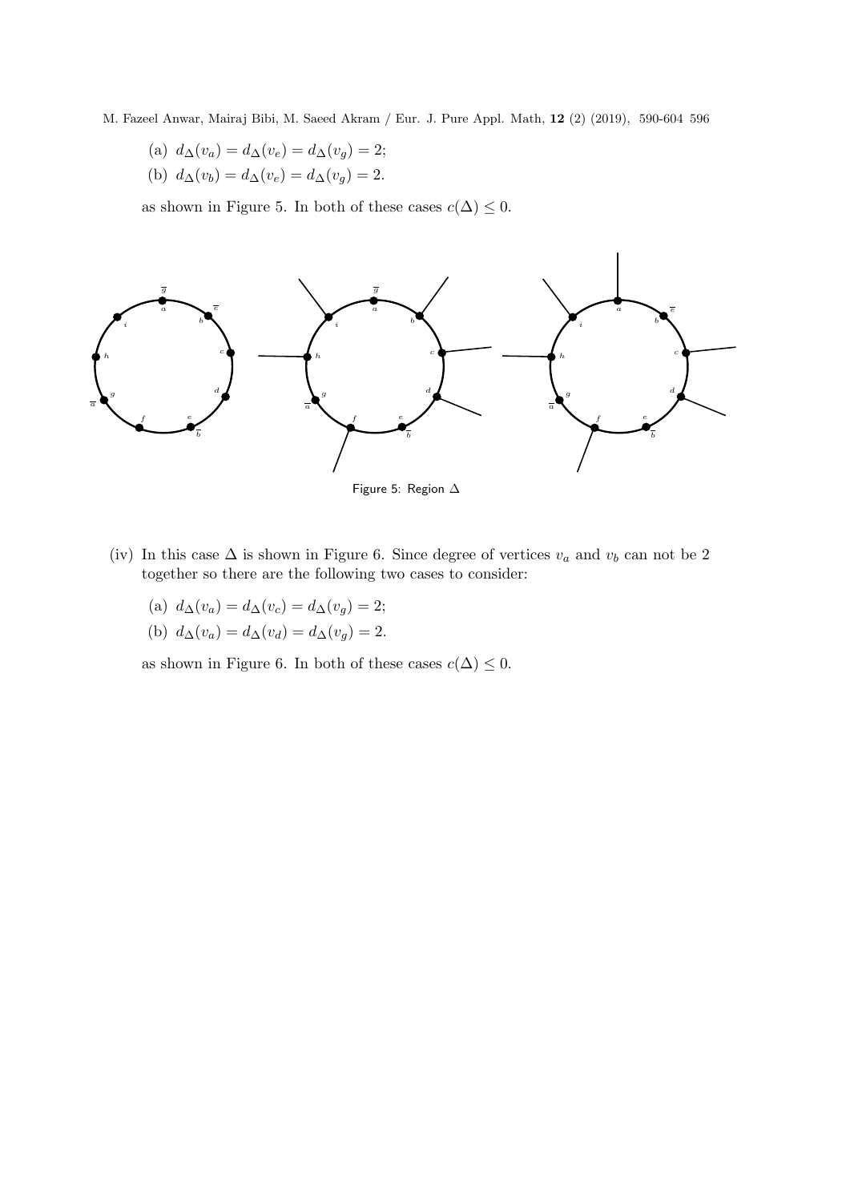(a) $d_\Delta(v_a) = d_\Delta(v_e) = d_\Delta(v_g) = 2$;

(b) $d_\Delta(v_b) = d_\Delta(v_e) = d_\Delta(v_g) = 2$.

as shown in Figure 5. In both of these cases $c(\Delta) \leq 0$.

Figure 5: Region $\Delta$

(iv) In this case $\Delta$ is shown in Figure 6. Since degree of vertices $v_a$ and $v_b$ can not be 2 together so there are the following two cases to consider:

(a) $d_\Delta(v_a) = d_\Delta(v_c) = d_\Delta(v_g) = 2$;

(b) $d_\Delta(v_a) = d_\Delta(v_d) = d_\Delta(v_g) = 2$.

as shown in Figure 6. In both of these cases $c(\Delta) \leq 0$.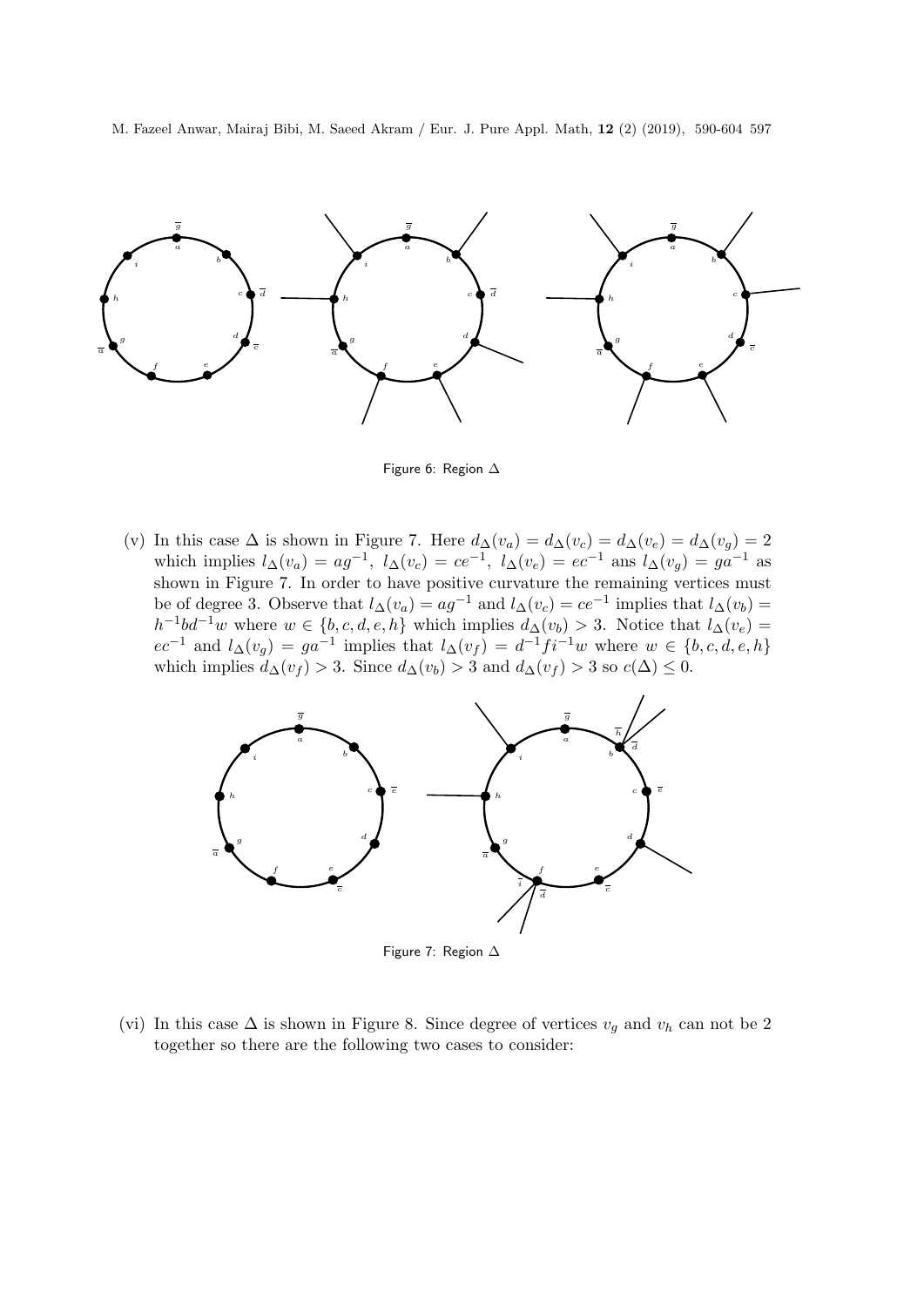Figure 6: Region $\Delta$

(v) In this case $\Delta$ is shown in Figure 7. Here $d_\Delta(v_a) = d_\Delta(v_c) = d_\Delta(v_e) = d_\Delta(v_g) = 2$ which implies $l_\Delta(v_a) = ag^{-1}$, $l_\Delta(v_c) = ce^{-1}$, $l_\Delta(v_e) = ec^{-1}$ ans $l_\Delta(v_g) = ga^{-1}$ as shown in Figure 7. In order to have positive curvature the remaining vertices must be of degree 3. Observe that $l_\Delta(v_a) = ag^{-1}$ and $l_\Delta(v_c) = ce^{-1}$ implies that $l_\Delta(v_b) = h^{-1}bd^{-1}w$ where $w \in \{b, c, d, e, h\}$ which implies $d_\Delta(v_b) > 3$. Notice that $l_\Delta(v_e) = ec^{-1}$ and $l_\Delta(v_g) = ga^{-1}$ implies that $l_\Delta(v_f) = d^{-1}fi^{-1}w$ where $w \in \{b, c, d, e, h\}$ which implies $d_\Delta(v_f) > 3$. Since $d_\Delta(v_b) > 3$ and $d_\Delta(v_f) > 3$ so $c(\Delta) \leq 0$.

Figure 7: Region $\Delta$

(vi) In this case $\Delta$ is shown in Figure 8. Since degree of vertices $v_g$ and $v_h$ can not be 2 together so there are the following two cases to consider: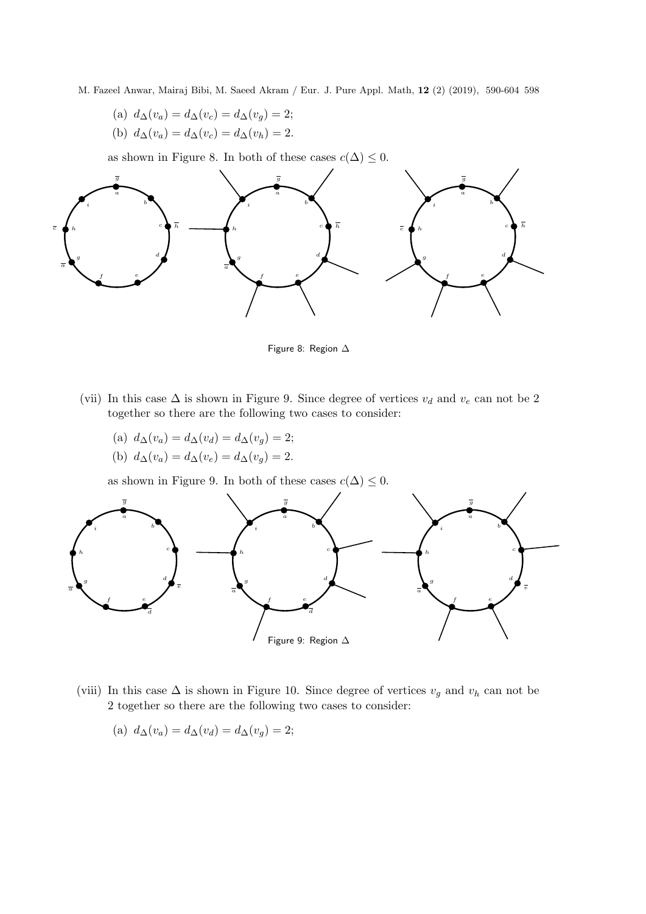(a) $d_\Delta(v_a) = d_\Delta(v_c) = d_\Delta(v_g) = 2$;

(b) $d_\Delta(v_a) = d_\Delta(v_c) = d_\Delta(v_h) = 2$.

as shown in Figure 8. In both of these cases $c(\Delta) \leq 0$.

Figure 8: Region $\Delta$

(vii) In this case $\Delta$ is shown in Figure 9. Since degree of vertices $v_d$ and $v_e$ can not be 2 together so there are the following two cases to consider:

(a) $d_\Delta(v_a) = d_\Delta(v_d) = d_\Delta(v_g) = 2$;

(b) $d_\Delta(v_a) = d_\Delta(v_e) = d_\Delta(v_g) = 2$.

as shown in Figure 9. In both of these cases $c(\Delta) \leq 0$.

Figure 9: Region $\Delta$

(viii) In this case $\Delta$ is shown in Figure 10. Since degree of vertices $v_g$ and $v_h$ can not be 2 together so there are the following two cases to consider:

(a) $d_\Delta(v_a) = d_\Delta(v_d) = d_\Delta(v_g) = 2$;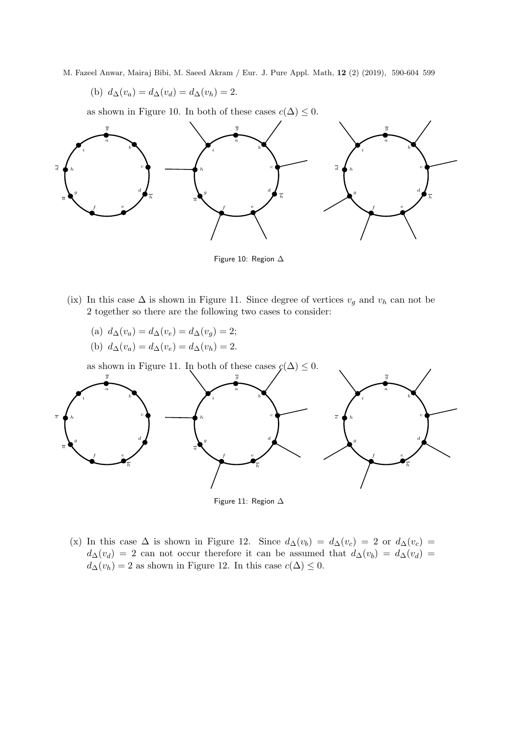(b) $d_\Delta(v_a) = d_\Delta(v_d) = d_\Delta(v_h) = 2$.

as shown in Figure 10. In both of these cases $c(\Delta) \leq 0$.

Figure 10: Region $\Delta$

(ix) In this case $\Delta$ is shown in Figure 11. Since degree of vertices $v_g$ and $v_h$ can not be 2 together so there are the following two cases to consider:

(a) $d_\Delta(v_a) = d_\Delta(v_e) = d_\Delta(v_g) = 2$;

(b) $d_\Delta(v_a) = d_\Delta(v_e) = d_\Delta(v_h) = 2$.

as shown in Figure 11. In both of these cases $c(\Delta) \leq 0$.

Figure 11: Region $\Delta$

(x) In this case $\Delta$ is shown in Figure 12. Since $d_\Delta(v_b) = d_\Delta(v_c) = 2$ or $d_\Delta(v_c) = d_\Delta(v_d) = 2$ can not occur therefore it can be assumed that $d_\Delta(v_b) = d_\Delta(v_d) = d_\Delta(v_h) = 2$ as shown in Figure 12. In this case $c(\Delta) \leq 0$.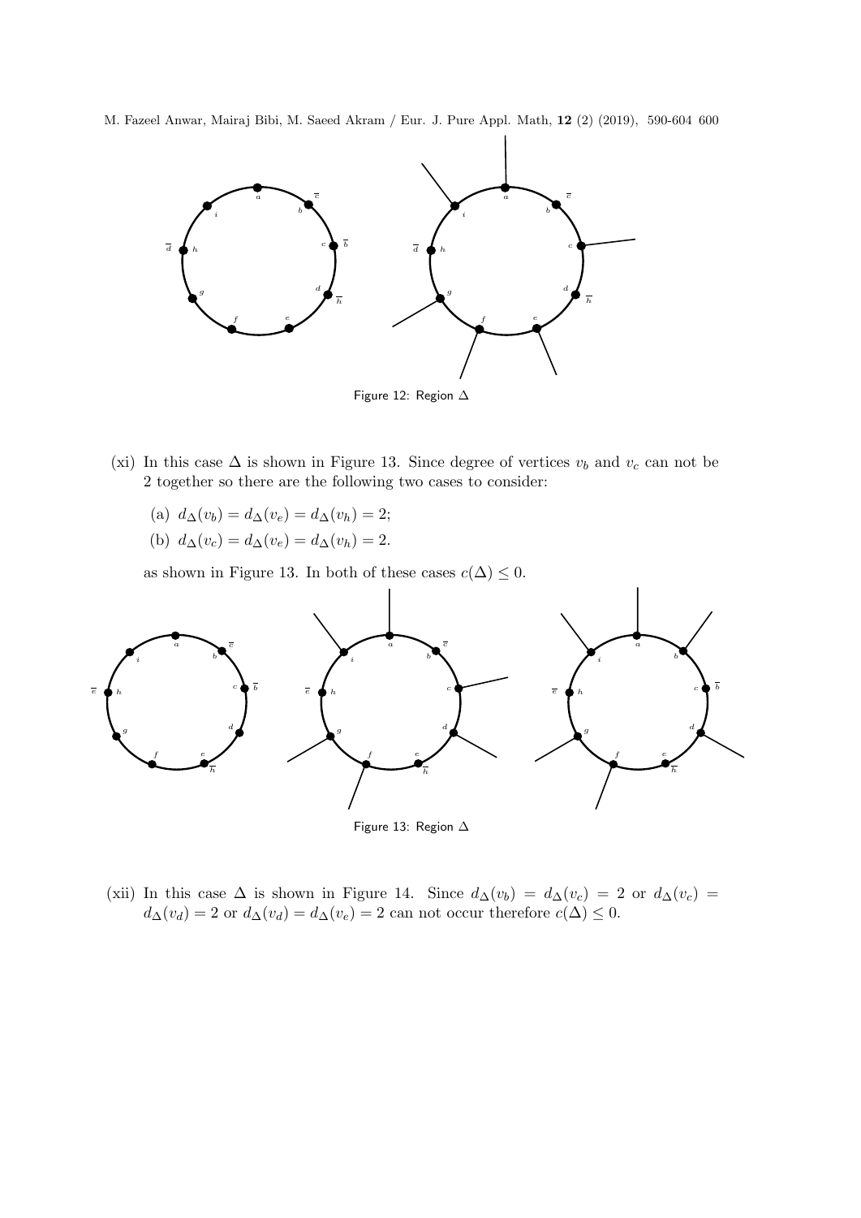Figure 12: Region $\Delta$

(xi) In this case $\Delta$ is shown in Figure 13. Since degree of vertices $v_b$ and $v_c$ can not be 2 together so there are the following two cases to consider:

(a) $d_\Delta(v_b) = d_\Delta(v_e) = d_\Delta(v_h) = 2$;

(b) $d_\Delta(v_c) = d_\Delta(v_e) = d_\Delta(v_h) = 2$.

as shown in Figure 13. In both of these cases $c(\Delta) \leq 0$.

Figure 13: Region $\Delta$

(xii) In this case $\Delta$ is shown in Figure 14. Since $d_\Delta(v_b) = d_\Delta(v_c) = 2$ or $d_\Delta(v_c) = d_\Delta(v_d) = 2$ or $d_\Delta(v_d) = d_\Delta(v_e) = 2$ can not occur therefore $c(\Delta) \leq 0$.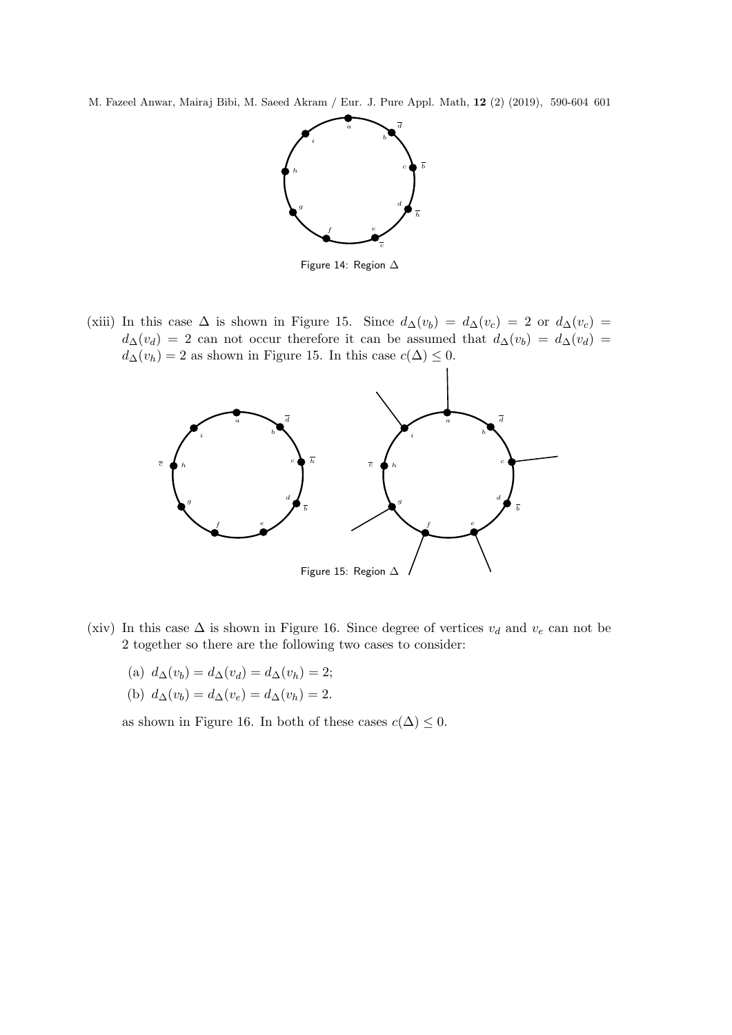Figure 14: Region $\Delta$

(xiii) In this case $\Delta$ is shown in Figure 15. Since $d_\Delta(v_b) = d_\Delta(v_c) = 2$ or $d_\Delta(v_c) = d_\Delta(v_d) = 2$ can not occur therefore it can be assumed that $d_\Delta(v_b) = d_\Delta(v_d) = d_\Delta(v_h) = 2$ as shown in Figure 15. In this case $c(\Delta) \leq 0$.

Figure 15: Region $\Delta$

(xiv) In this case $\Delta$ is shown in Figure 16. Since degree of vertices $v_d$ and $v_e$ can not be 2 together so there are the following two cases to consider:

(a) $d_\Delta(v_b) = d_\Delta(v_d) = d_\Delta(v_h) = 2$;

(b) $d_\Delta(v_b) = d_\Delta(v_e) = d_\Delta(v_h) = 2$.

as shown in Figure 16. In both of these cases $c(\Delta) \leq 0$.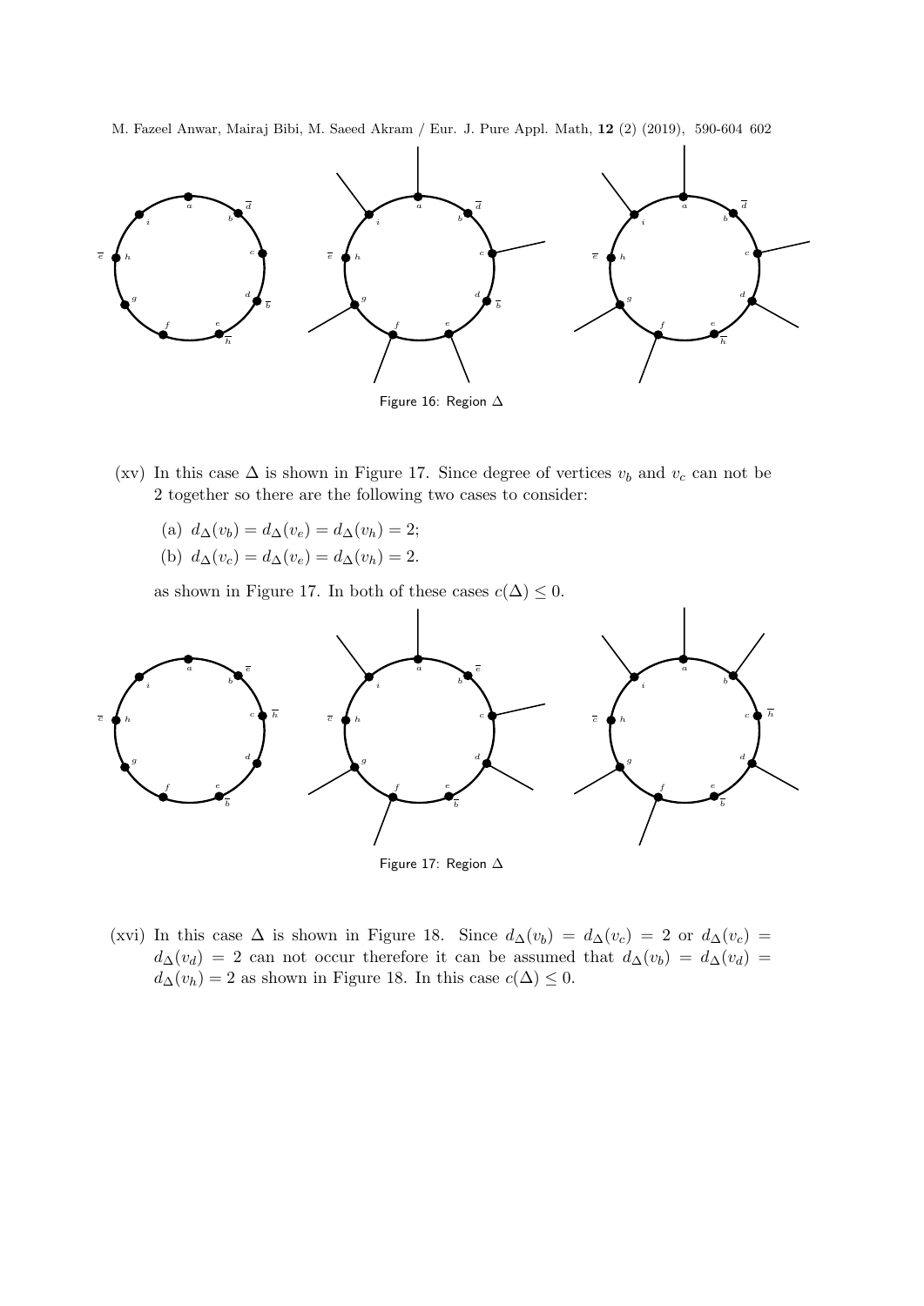Figure 16: Region $\Delta$

(xv) In this case $\Delta$ is shown in Figure 17. Since degree of vertices $v_b$ and $v_c$ can not be 2 together so there are the following two cases to consider:

(a) $d_\Delta(v_b) = d_\Delta(v_e) = d_\Delta(v_h) = 2$;

(b) $d_\Delta(v_c) = d_\Delta(v_e) = d_\Delta(v_h) = 2$.

as shown in Figure 17. In both of these cases $c(\Delta) \leq 0$.

Figure 17: Region $\Delta$

(xvi) In this case $\Delta$ is shown in Figure 18. Since $d_\Delta(v_b) = d_\Delta(v_c) = 2$ or $d_\Delta(v_c) = d_\Delta(v_d) = 2$ can not occur therefore it can be assumed that $d_\Delta(v_b) = d_\Delta(v_d) = d_\Delta(v_h) = 2$ as shown in Figure 18. In this case $c(\Delta) \leq 0$.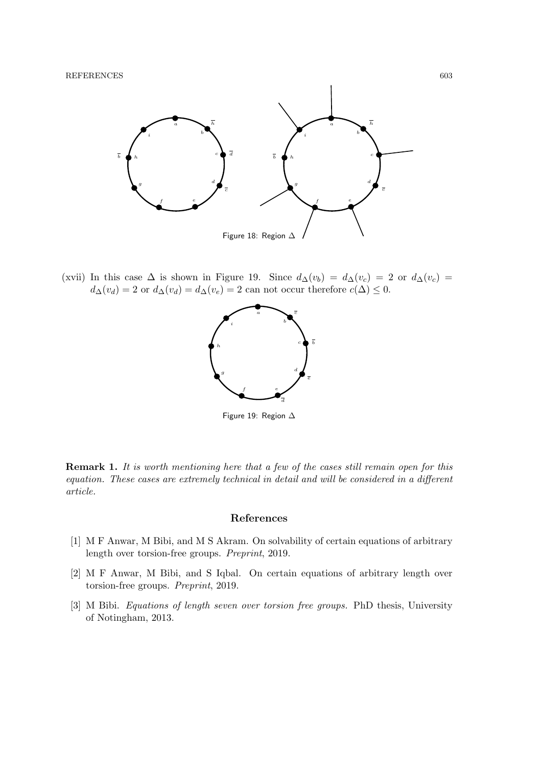Figure 18: Region $\Delta$

(xvii) In this case $\Delta$ is shown in Figure 19. Since $d_\Delta(v_b) = d_\Delta(v_c) = 2$ or $d_\Delta(v_c) = d_\Delta(v_d) = 2$ or $d_\Delta(v_d) = d_\Delta(v_e) = 2$ can not occur therefore $c(\Delta) \leq 0$.

Figure 19: Region $\Delta$

**Remark 1.** *It is worth mentioning here that a few of the cases still remain open for this equation. These cases are extremely technical in detail and will be considered in a different article.*

## References

[1] M F Anwar, M Bibi, and M S Akram. On solvability of certain equations of arbitrary length over torsion-free groups. *Preprint*, 2019.

[2] M F Anwar, M Bibi, and S Iqbal. On certain equations of arbitrary length over torsion-free groups. *Preprint*, 2019.

[3] M Bibi. *Equations of length seven over torsion free groups.* PhD thesis, University of Notingham, 2013.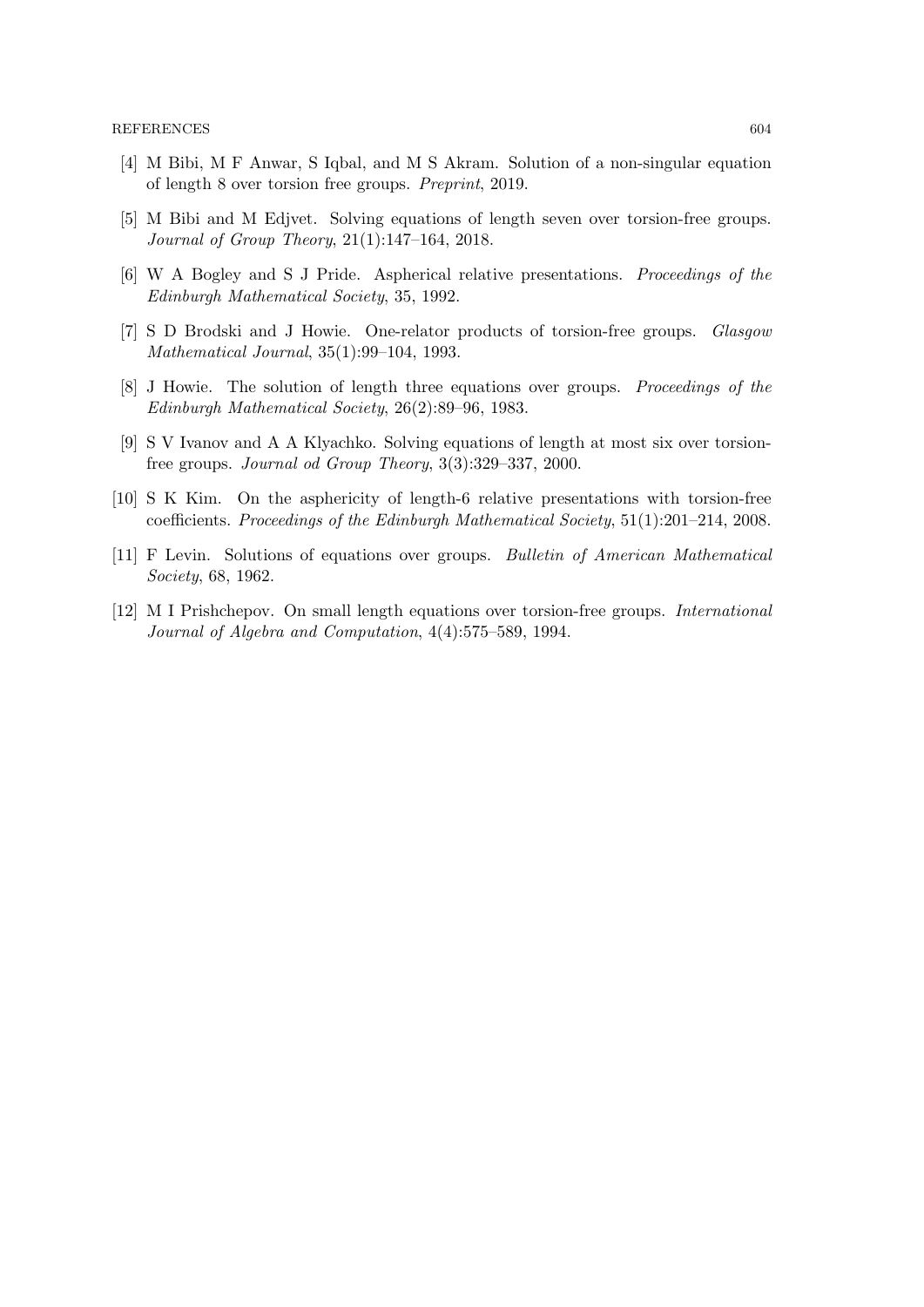[4] M Bibi, M F Anwar, S Iqbal, and M S Akram. Solution of a non-singular equation of length 8 over torsion free groups. *Preprint*, 2019.

[5] M Bibi and M Edjvet. Solving equations of length seven over torsion-free groups. *Journal of Group Theory*, 21(1):147–164, 2018.

[6] W A Bogley and S J Pride. Aspherical relative presentations. *Proceedings of the Edinburgh Mathematical Society*, 35, 1992.

[7] S D Brodski and J Howie. One-relator products of torsion-free groups. *Glasgow Mathematical Journal*, 35(1):99–104, 1993.

[8] J Howie. The solution of length three equations over groups. *Proceedings of the Edinburgh Mathematical Society*, 26(2):89–96, 1983.

[9] S V Ivanov and A A Klyachko. Solving equations of length at most six over torsion-free groups. *Journal od Group Theory*, 3(3):329–337, 2000.

[10] S K Kim. On the asphericity of length-6 relative presentations with torsion-free coefficients. *Proceedings of the Edinburgh Mathematical Society*, 51(1):201–214, 2008.

[11] F Levin. Solutions of equations over groups. *Bulletin of American Mathematical Society*, 68, 1962.

[12] M I Prishchepov. On small length equations over torsion-free groups. *International Journal of Algebra and Computation*, 4(4):575–589, 1994.